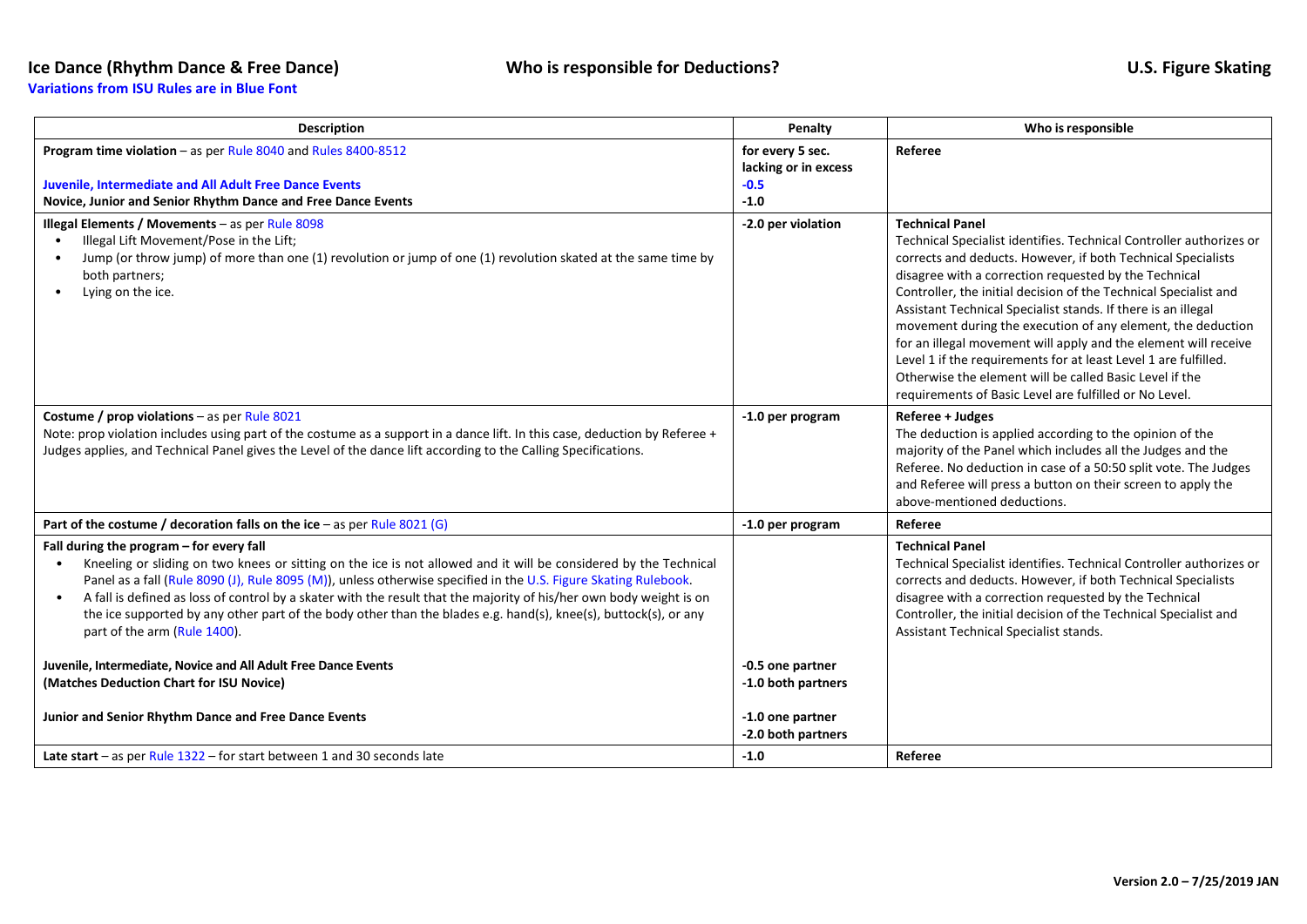# Ice Dance (Rhythm Dance & Free Dance)

## Who is responsible for Deductions?

## U.S. Figure Skating

**Variations from ISU Rules are in Blue Font**

| Description | Penalty | Who is responsible |
|---|---|---|
| **Program time violation** – as per Rule 8040 and Rules 8400-8512<br><br>**Juvenile, Intermediate and All Adult Free Dance Events**<br>**Novice, Junior and Senior Rhythm Dance and Free Dance Events** | **for every 5 sec. lacking or in excess**<br><br>**-0.5**<br>**-1.0** | **Referee** |
| **Illegal Elements / Movements** – as per Rule 8098<br>• Illegal Lift Movement/Pose in the Lift;<br>• Jump (or throw jump) of more than one (1) revolution or jump of one (1) revolution skated at the same time by both partners;<br>• Lying on the ice. | **-2.0 per violation** | **Technical Panel**<br>Technical Specialist identifies. Technical Controller authorizes or corrects and deducts. However, if both Technical Specialists disagree with a correction requested by the Technical Controller, the initial decision of the Technical Specialist and Assistant Technical Specialist stands. If there is an illegal movement during the execution of any element, the deduction for an illegal movement will apply and the element will receive Level 1 if the requirements for at least Level 1 are fulfilled. Otherwise the element will be called Basic Level if the requirements of Basic Level are fulfilled or No Level. |
| **Costume / prop violations** – as per Rule 8021<br>Note: prop violation includes using part of the costume as a support in a dance lift. In this case, deduction by Referee + Judges applies, and Technical Panel gives the Level of the dance lift according to the Calling Specifications. | **-1.0 per program** | **Referee + Judges**<br>The deduction is applied according to the opinion of the majority of the Panel which includes all the Judges and the Referee. No deduction in case of a 50:50 split vote. The Judges and Referee will press a button on their screen to apply the above-mentioned deductions. |
| **Part of the costume / decoration falls on the ice** – as per Rule 8021 (G) | **-1.0 per program** | **Referee** |
| **Fall during the program – for every fall**<br>• Kneeling or sliding on two knees or sitting on the ice is not allowed and it will be considered by the Technical Panel as a fall (Rule 8090 (J), Rule 8095 (M)), unless otherwise specified in the U.S. Figure Skating Rulebook.<br>• A fall is defined as loss of control by a skater with the result that the majority of his/her own body weight is on the ice supported by any other part of the body other than the blades e.g. hand(s), knee(s), buttock(s), or any part of the arm (Rule 1400).<br><br>**Juvenile, Intermediate, Novice and All Adult Free Dance Events**<br>**(Matches Deduction Chart for ISU Novice)**<br><br>**Junior and Senior Rhythm Dance and Free Dance Events** | <br><br><br><br><br>**-0.5 one partner**<br>**-1.0 both partners**<br><br>**-1.0 one partner**<br>**-2.0 both partners** | **Technical Panel**<br>Technical Specialist identifies. Technical Controller authorizes or corrects and deducts. However, if both Technical Specialists disagree with a correction requested by the Technical Controller, the initial decision of the Technical Specialist and Assistant Technical Specialist stands. |
| **Late start** – as per Rule 1322 – for start between 1 and 30 seconds late | **-1.0** | **Referee** |

**Version 2.0 – 7/25/2019 JAN**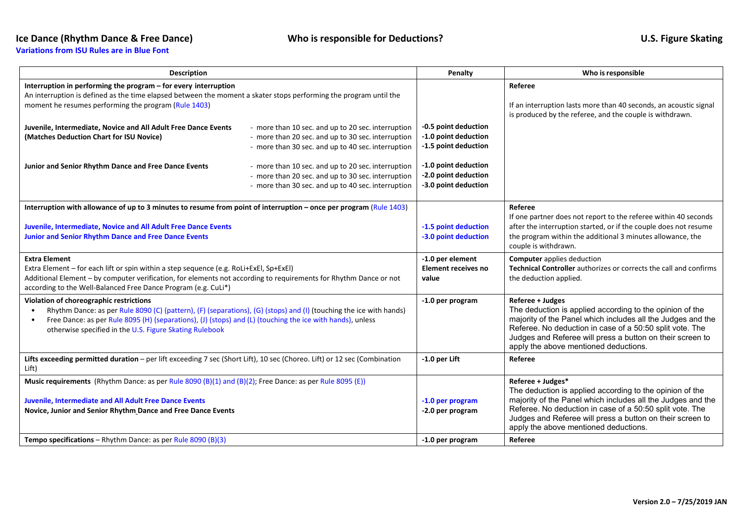**Ice Dance (Rhythm Dance & Free Dance)** **Who is responsible for Deductions?** **U.S. Figure Skating**

**Variations from ISU Rules are in Blue Font**

| Description | Penalty | Who is responsible |
|---|---|---|
| **Interruption in performing the program – for every interruption**<br>An interruption is defined as the time elapsed between the moment a skater stops performing the program until the moment he resumes performing the program (Rule 1403)<br><br>**Juvenile, Intermediate, Novice and All Adult Free Dance Events (Matches Deduction Chart for ISU Novice)**<br>- more than 10 sec. and up to 20 sec. interruption<br>- more than 20 sec. and up to 30 sec. interruption<br>- more than 30 sec. and up to 40 sec. interruption<br><br>**Junior and Senior Rhythm Dance and Free Dance Events**<br>- more than 10 sec. and up to 20 sec. interruption<br>- more than 20 sec. and up to 30 sec. interruption<br>- more than 30 sec. and up to 40 sec. interruption | <br><br><br><br>**-0.5 point deduction**<br>**-1.0 point deduction**<br>**-1.5 point deduction**<br><br>**-1.0 point deduction**<br>**-2.0 point deduction**<br>**-3.0 point deduction** | **Referee**<br><br>If an interruption lasts more than 40 seconds, an acoustic signal is produced by the referee, and the couple is withdrawn. |
| **Interruption with allowance of up to 3 minutes to resume from point of interruption – once per program** (Rule 1403)<br><br>**Juvenile, Intermediate, Novice and All Adult Free Dance Events**<br>**Junior and Senior Rhythm Dance and Free Dance Events** | <br><br>**-1.5 point deduction**<br>**-3.0 point deduction** | **Referee**<br>If one partner does not report to the referee within 40 seconds after the interruption started, or if the couple does not resume the program within the additional 3 minutes allowance, the couple is withdrawn. |
| **Extra Element**<br>Extra Element – for each lift or spin within a step sequence (e.g. RoLi+ExEl, Sp+ExEl)<br>Additional Element – by computer verification, for elements not according to requirements for Rhythm Dance or not according to the Well-Balanced Free Dance Program (e.g. CuLi*) | **-1.0 per element**<br>**Element receives no value** | **Computer** applies deduction<br>**Technical Controller** authorizes or corrects the call and confirms the deduction applied. |
| **Violation of choreographic restrictions**<br>• Rhythm Dance: as per Rule 8090 (C) (pattern), (F) (separations), (G) (stops) and (I) (touching the ice with hands)<br>• Free Dance: as per Rule 8095 (H) (separations), (J) (stops) and (L) (touching the ice with hands), unless otherwise specified in the U.S. Figure Skating Rulebook | **-1.0 per program** | **Referee + Judges**<br>The deduction is applied according to the opinion of the majority of the Panel which includes all the Judges and the Referee. No deduction in case of a 50:50 split vote. The Judges and Referee will press a button on their screen to apply the above mentioned deductions. |
| **Lifts exceeding permitted duration** – per lift exceeding 7 sec (Short Lift), 10 sec (Choreo. Lift) or 12 sec (Combination Lift) | **-1.0 per Lift** | **Referee** |
| **Music requirements** (Rhythm Dance: as per Rule 8090 (B)(1) and (B)(2); Free Dance: as per Rule 8095 (E))<br><br>**Juvenile, Intermediate and All Adult Free Dance Events**<br>**Novice, Junior and Senior Rhythm Dance and Free Dance Events** | <br><br>**-1.0 per program**<br>**-2.0 per program** | **Referee + Judges***<br>The deduction is applied according to the opinion of the majority of the Panel which includes all the Judges and the Referee. No deduction in case of a 50:50 split vote. The Judges and Referee will press a button on their screen to apply the above mentioned deductions. |
| **Tempo specifications** – Rhythm Dance: as per Rule 8090 (B)(3) | **-1.0 per program** | **Referee** |

**Version 2.0 – 7/25/2019 JAN**